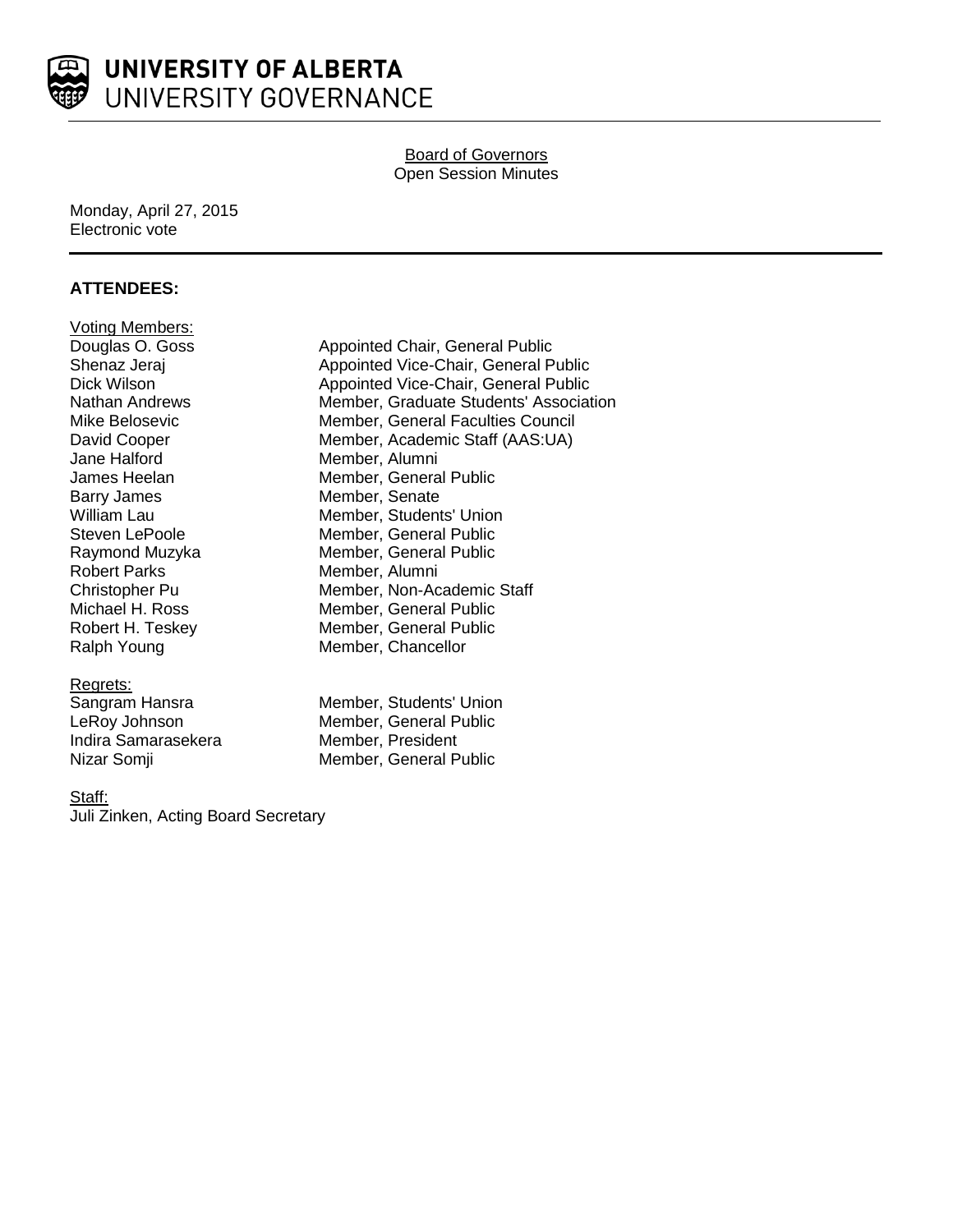# UNIVERSITY OF ALBERTA
## UNIVERSITY GOVERNANCE

**Board of Governors**
Open Session Minutes

Monday, April 27, 2015
Electronic vote

---

### ATTENDEES:

**Voting Members:**

| | |
|---|---|
| Douglas O. Goss | Appointed Chair, General Public |
| Shenaz Jeraj | Appointed Vice-Chair, General Public |
| Dick Wilson | Appointed Vice-Chair, General Public |
| Nathan Andrews | Member, Graduate Students' Association |
| Mike Belosevic | Member, General Faculties Council |
| David Cooper | Member, Academic Staff (AAS:UA) |
| Jane Halford | Member, Alumni |
| James Heelan | Member, General Public |
| Barry James | Member, Senate |
| William Lau | Member, Students' Union |
| Steven LePoole | Member, General Public |
| Raymond Muzyka | Member, General Public |
| Robert Parks | Member, Alumni |
| Christopher Pu | Member, Non-Academic Staff |
| Michael H. Ross | Member, General Public |
| Robert H. Teskey | Member, General Public |
| Ralph Young | Member, Chancellor |

**Regrets:**

| | |
|---|---|
| Sangram Hansra | Member, Students' Union |
| LeRoy Johnson | Member, General Public |
| Indira Samarasekera | Member, President |
| Nizar Somji | Member, General Public |

**Staff:**
Juli Zinken, Acting Board Secretary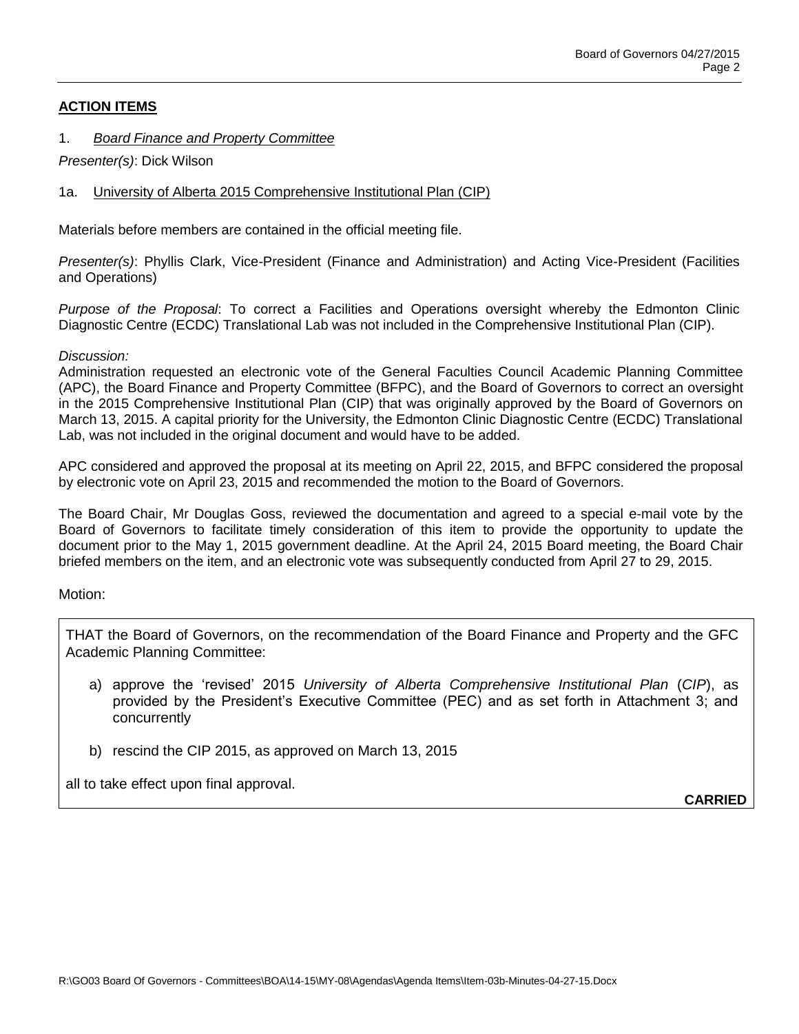## ACTION ITEMS

1. *Board Finance and Property Committee*

*Presenter(s)*: Dick Wilson

1a. University of Alberta 2015 Comprehensive Institutional Plan (CIP)

Materials before members are contained in the official meeting file.

*Presenter(s)*: Phyllis Clark, Vice-President (Finance and Administration) and Acting Vice-President (Facilities and Operations)

*Purpose of the Proposal*: To correct a Facilities and Operations oversight whereby the Edmonton Clinic Diagnostic Centre (ECDC) Translational Lab was not included in the Comprehensive Institutional Plan (CIP).

*Discussion:*
Administration requested an electronic vote of the General Faculties Council Academic Planning Committee (APC), the Board Finance and Property Committee (BFPC), and the Board of Governors to correct an oversight in the 2015 Comprehensive Institutional Plan (CIP) that was originally approved by the Board of Governors on March 13, 2015. A capital priority for the University, the Edmonton Clinic Diagnostic Centre (ECDC) Translational Lab, was not included in the original document and would have to be added.

APC considered and approved the proposal at its meeting on April 22, 2015, and BFPC considered the proposal by electronic vote on April 23, 2015 and recommended the motion to the Board of Governors.

The Board Chair, Mr Douglas Goss, reviewed the documentation and agreed to a special e-mail vote by the Board of Governors to facilitate timely consideration of this item to provide the opportunity to update the document prior to the May 1, 2015 government deadline. At the April 24, 2015 Board meeting, the Board Chair briefed members on the item, and an electronic vote was subsequently conducted from April 27 to 29, 2015.

Motion:

THAT the Board of Governors, on the recommendation of the Board Finance and Property and the GFC Academic Planning Committee:

a) approve the 'revised' 2015 *University of Alberta Comprehensive Institutional Plan* (*CIP*), as provided by the President's Executive Committee (PEC) and as set forth in Attachment 3; and concurrently

b) rescind the CIP 2015, as approved on March 13, 2015

all to take effect upon final approval.

**CARRIED**